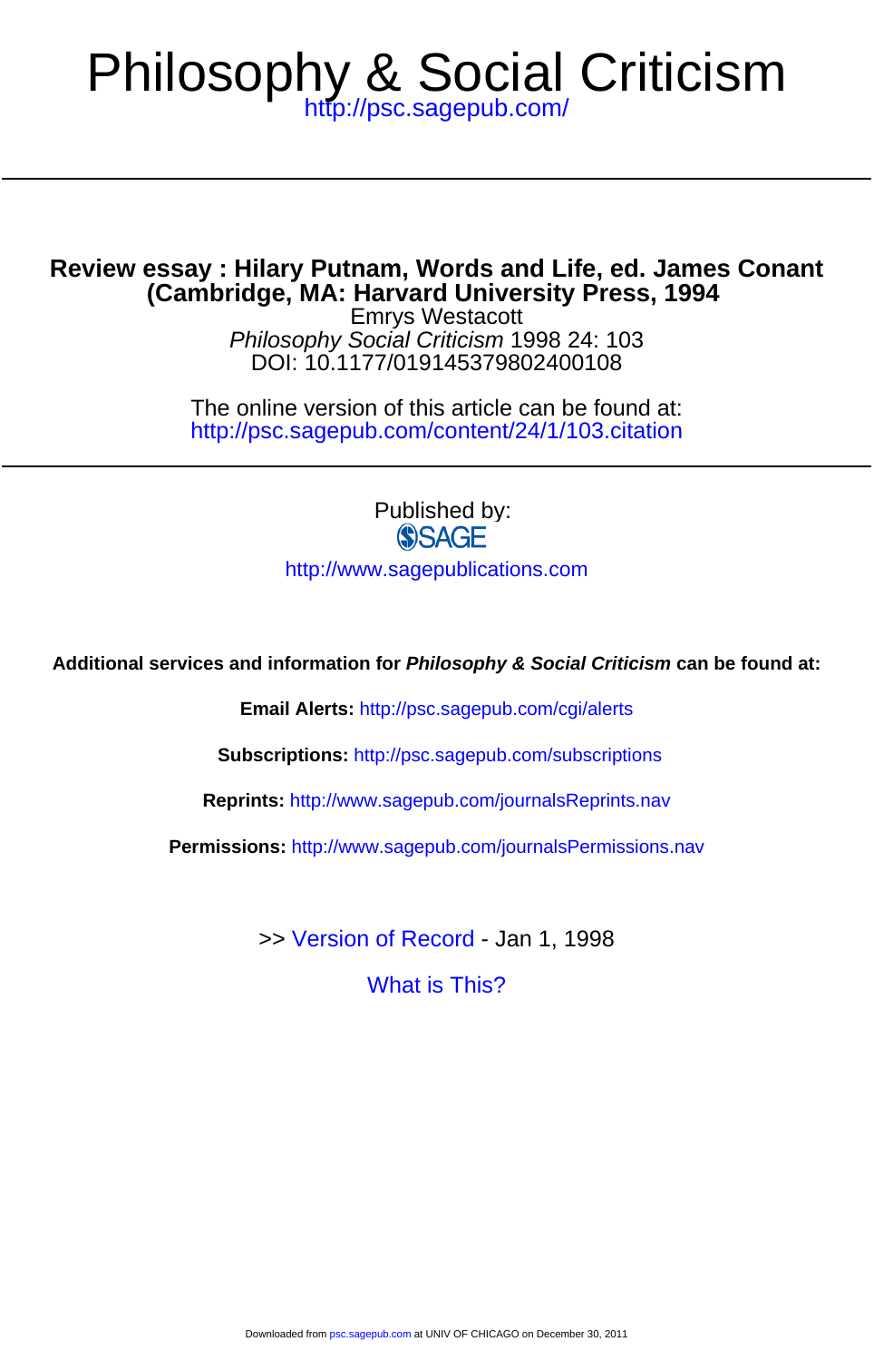# Philosophy & Social Criticism

http://psc.sagepub.com/

## Review essay : Hilary Putnam, Words and Life, ed. James Conant (Cambridge, MA: Harvard University Press, 1994

Emrys Westacott

*Philosophy Social Criticism* 1998 24: 103

DOI: 10.1177/019145379802400108

The online version of this article can be found at:

http://psc.sagepub.com/content/24/1/103.citation

Published by:

SAGE

http://www.sagepublications.com

**Additional services and information for *Philosophy & Social Criticism* can be found at:**

**Email Alerts:** http://psc.sagepub.com/cgi/alerts

**Subscriptions:** http://psc.sagepub.com/subscriptions

**Reprints:** http://www.sagepub.com/journalsReprints.nav

**Permissions:** http://www.sagepub.com/journalsPermissions.nav

>> Version of Record - Jan 1, 1998

What is This?

Downloaded from psc.sagepub.com at UNIV OF CHICAGO on December 30, 2011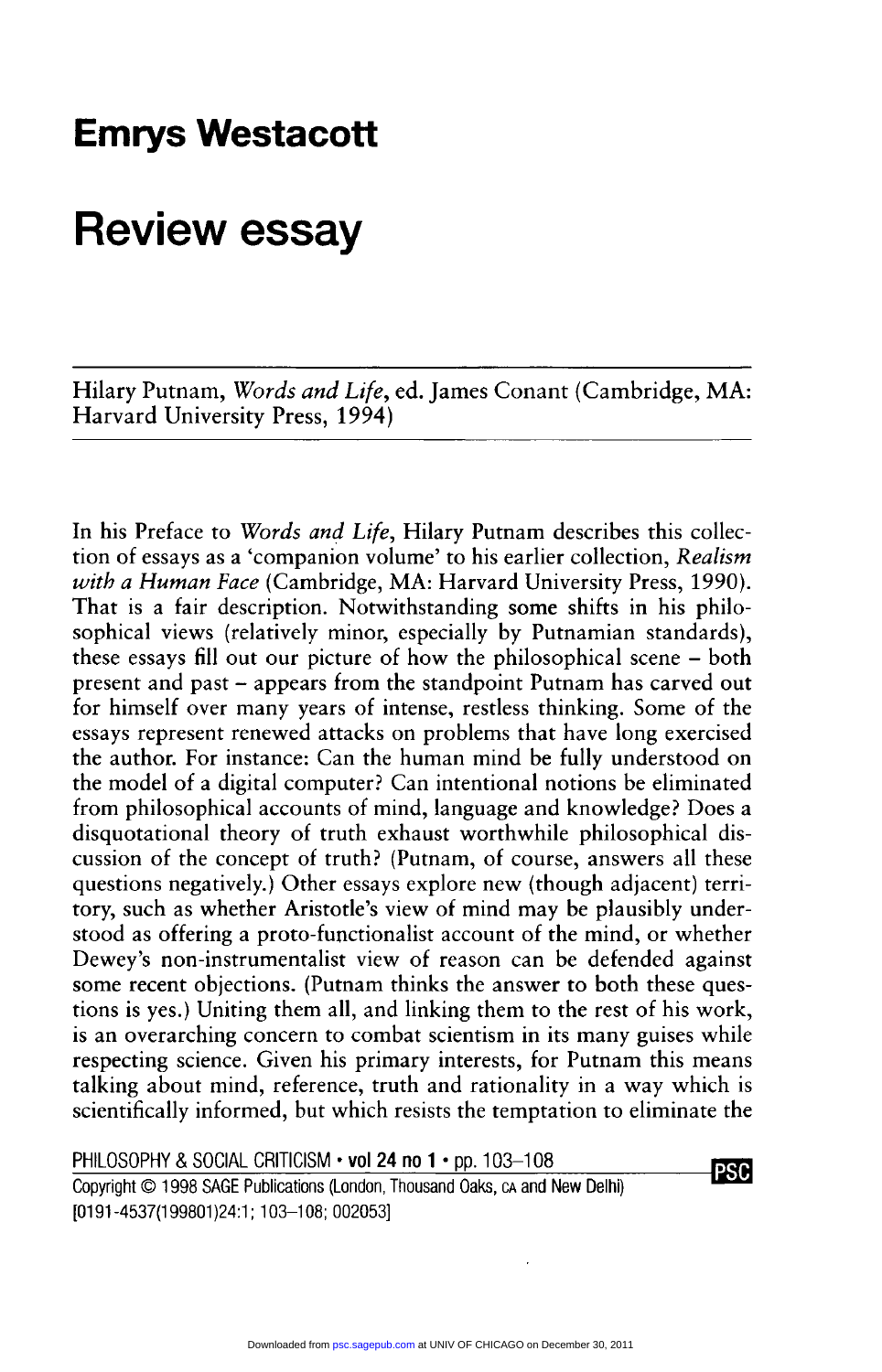# Emrys Westacott

# Review essay

Hilary Putnam, *Words and Life*, ed. James Conant (Cambridge, MA: Harvard University Press, 1994)

In his Preface to *Words and Life*, Hilary Putnam describes this collection of essays as a 'companion volume' to his earlier collection, *Realism with a Human Face* (Cambridge, MA: Harvard University Press, 1990). That is a fair description. Notwithstanding some shifts in his philosophical views (relatively minor, especially by Putnamian standards), these essays fill out our picture of how the philosophical scene – both present and past – appears from the standpoint Putnam has carved out for himself over many years of intense, restless thinking. Some of the essays represent renewed attacks on problems that have long exercised the author. For instance: Can the human mind be fully understood on the model of a digital computer? Can intentional notions be eliminated from philosophical accounts of mind, language and knowledge? Does a disquotational theory of truth exhaust worthwhile philosophical discussion of the concept of truth? (Putnam, of course, answers all these questions negatively.) Other essays explore new (though adjacent) territory, such as whether Aristotle's view of mind may be plausibly understood as offering a proto-functionalist account of the mind, or whether Dewey's non-instrumentalist view of reason can be defended against some recent objections. (Putnam thinks the answer to both these questions is yes.) Uniting them all, and linking them to the rest of his work, is an overarching concern to combat scientism in its many guises while respecting science. Given his primary interests, for Putnam this means talking about mind, reference, truth and rationality in a way which is scientifically informed, but which resists the temptation to eliminate the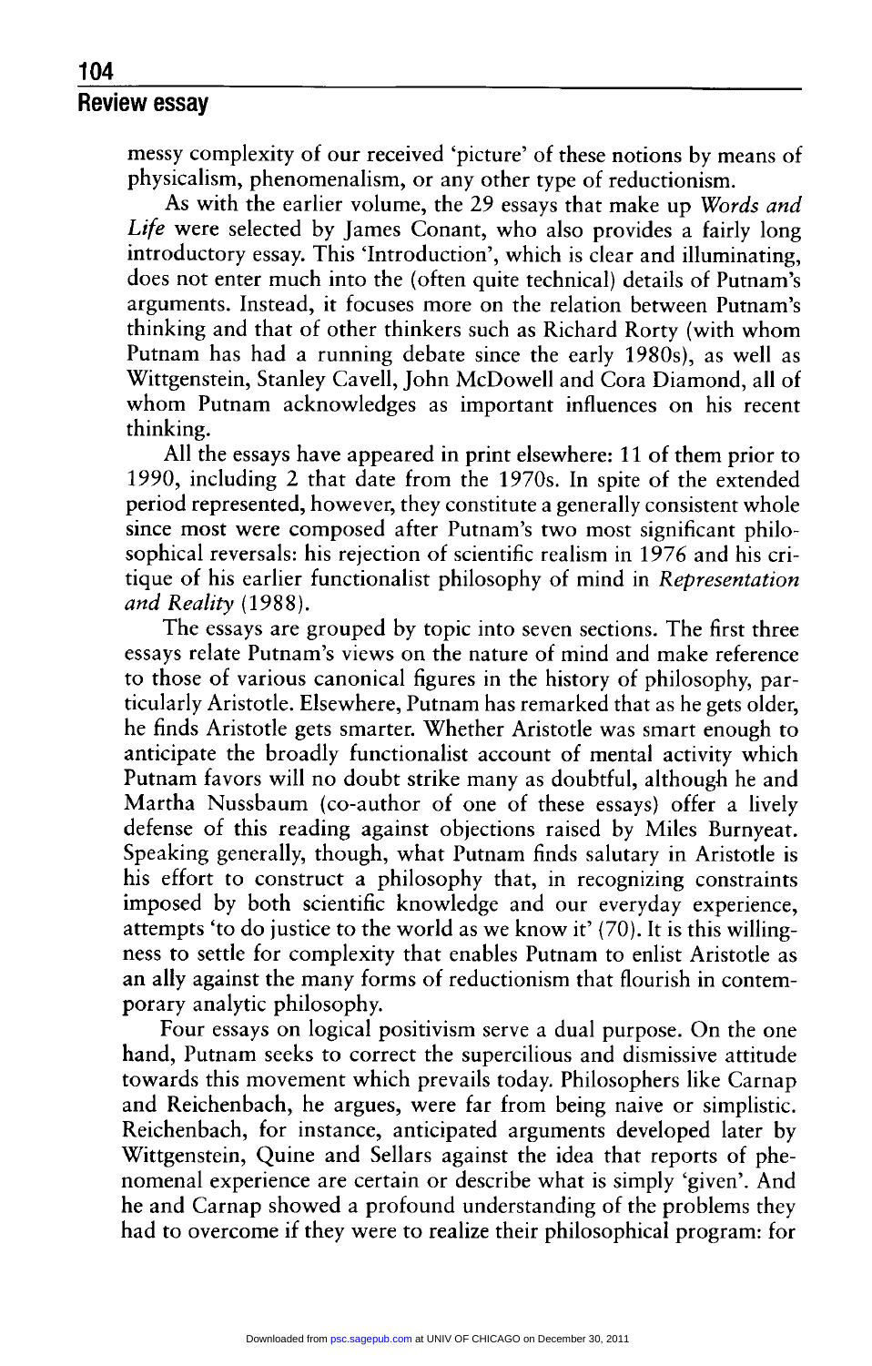messy complexity of our received 'picture' of these notions by means of physicalism, phenomenalism, or any other type of reductionism.

As with the earlier volume, the 29 essays that make up *Words and Life* were selected by James Conant, who also provides a fairly long introductory essay. This 'Introduction', which is clear and illuminating, does not enter much into the (often quite technical) details of Putnam's arguments. Instead, it focuses more on the relation between Putnam's thinking and that of other thinkers such as Richard Rorty (with whom Putnam has had a running debate since the early 1980s), as well as Wittgenstein, Stanley Cavell, John McDowell and Cora Diamond, all of whom Putnam acknowledges as important influences on his recent thinking.

All the essays have appeared in print elsewhere: 11 of them prior to 1990, including 2 that date from the 1970s. In spite of the extended period represented, however, they constitute a generally consistent whole since most were composed after Putnam's two most significant philosophical reversals: his rejection of scientific realism in 1976 and his critique of his earlier functionalist philosophy of mind in *Representation and Reality* (1988).

The essays are grouped by topic into seven sections. The first three essays relate Putnam's views on the nature of mind and make reference to those of various canonical figures in the history of philosophy, particularly Aristotle. Elsewhere, Putnam has remarked that as he gets older, he finds Aristotle gets smarter. Whether Aristotle was smart enough to anticipate the broadly functionalist account of mental activity which Putnam favors will no doubt strike many as doubtful, although he and Martha Nussbaum (co-author of one of these essays) offer a lively defense of this reading against objections raised by Miles Burnyeat. Speaking generally, though, what Putnam finds salutary in Aristotle is his effort to construct a philosophy that, in recognizing constraints imposed by both scientific knowledge and our everyday experience, attempts 'to do justice to the world as we know it' (70). It is this willingness to settle for complexity that enables Putnam to enlist Aristotle as an ally against the many forms of reductionism that flourish in contemporary analytic philosophy.

Four essays on logical positivism serve a dual purpose. On the one hand, Putnam seeks to correct the supercilious and dismissive attitude towards this movement which prevails today. Philosophers like Carnap and Reichenbach, he argues, were far from being naive or simplistic. Reichenbach, for instance, anticipated arguments developed later by Wittgenstein, Quine and Sellars against the idea that reports of phenomenal experience are certain or describe what is simply 'given'. And he and Carnap showed a profound understanding of the problems they had to overcome if they were to realize their philosophical program: for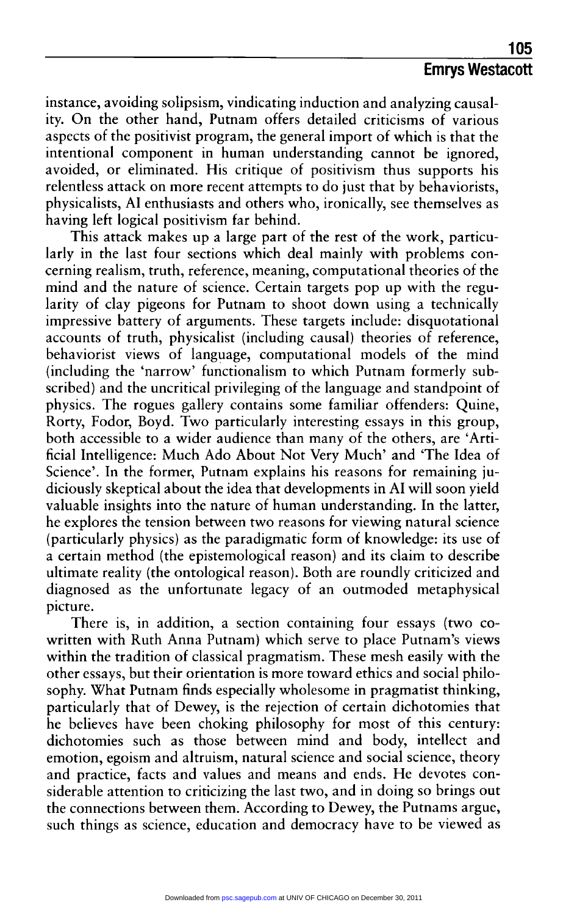instance, avoiding solipsism, vindicating induction and analyzing causality. On the other hand, Putnam offers detailed criticisms of various aspects of the positivist program, the general import of which is that the intentional component in human understanding cannot be ignored, avoided, or eliminated. His critique of positivism thus supports his relentless attack on more recent attempts to do just that by behaviorists, physicalists, AI enthusiasts and others who, ironically, see themselves as having left logical positivism far behind.

This attack makes up a large part of the rest of the work, particularly in the last four sections which deal mainly with problems concerning realism, truth, reference, meaning, computational theories of the mind and the nature of science. Certain targets pop up with the regularity of clay pigeons for Putnam to shoot down using a technically impressive battery of arguments. These targets include: disquotational accounts of truth, physicalist (including causal) theories of reference, behaviorist views of language, computational models of the mind (including the 'narrow' functionalism to which Putnam formerly subscribed) and the uncritical privileging of the language and standpoint of physics. The rogues gallery contains some familiar offenders: Quine, Rorty, Fodor, Boyd. Two particularly interesting essays in this group, both accessible to a wider audience than many of the others, are 'Artificial Intelligence: Much Ado About Not Very Much' and 'The Idea of Science'. In the former, Putnam explains his reasons for remaining judiciously skeptical about the idea that developments in AI will soon yield valuable insights into the nature of human understanding. In the latter, he explores the tension between two reasons for viewing natural science (particularly physics) as the paradigmatic form of knowledge: its use of a certain method (the epistemological reason) and its claim to describe ultimate reality (the ontological reason). Both are roundly criticized and diagnosed as the unfortunate legacy of an outmoded metaphysical picture.

There is, in addition, a section containing four essays (two co-written with Ruth Anna Putnam) which serve to place Putnam's views within the tradition of classical pragmatism. These mesh easily with the other essays, but their orientation is more toward ethics and social philosophy. What Putnam finds especially wholesome in pragmatist thinking, particularly that of Dewey, is the rejection of certain dichotomies that he believes have been choking philosophy for most of this century: dichotomies such as those between mind and body, intellect and emotion, egoism and altruism, natural science and social science, theory and practice, facts and values and means and ends. He devotes considerable attention to criticizing the last two, and in doing so brings out the connections between them. According to Dewey, the Putnams argue, such things as science, education and democracy have to be viewed as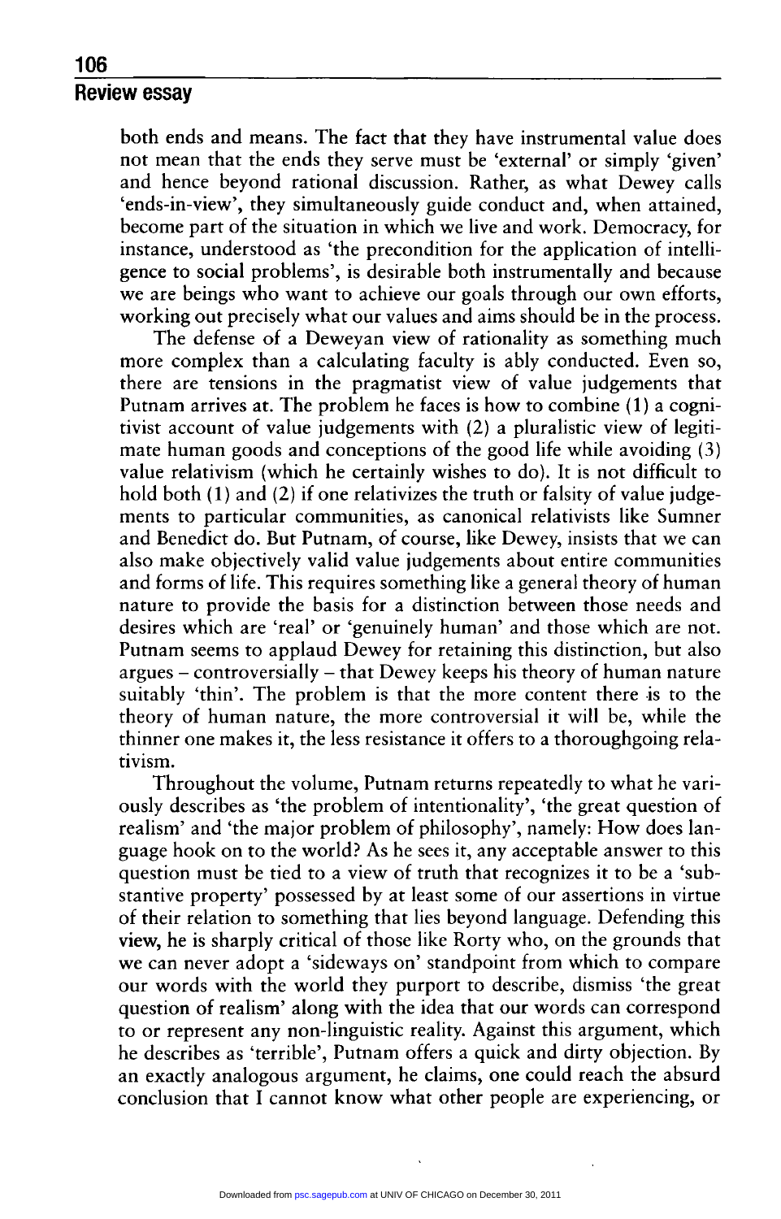both ends and means. The fact that they have instrumental value does not mean that the ends they serve must be 'external' or simply 'given' and hence beyond rational discussion. Rather, as what Dewey calls 'ends-in-view', they simultaneously guide conduct and, when attained, become part of the situation in which we live and work. Democracy, for instance, understood as 'the precondition for the application of intelligence to social problems', is desirable both instrumentally and because we are beings who want to achieve our goals through our own efforts, working out precisely what our values and aims should be in the process.

The defense of a Deweyan view of rationality as something much more complex than a calculating faculty is ably conducted. Even so, there are tensions in the pragmatist view of value judgements that Putnam arrives at. The problem he faces is how to combine (1) a cognitivist account of value judgements with (2) a pluralistic view of legitimate human goods and conceptions of the good life while avoiding (3) value relativism (which he certainly wishes to do). It is not difficult to hold both (1) and (2) if one relativizes the truth or falsity of value judgements to particular communities, as canonical relativists like Sumner and Benedict do. But Putnam, of course, like Dewey, insists that we can also make objectively valid value judgements about entire communities and forms of life. This requires something like a general theory of human nature to provide the basis for a distinction between those needs and desires which are 'real' or 'genuinely human' and those which are not. Putnam seems to applaud Dewey for retaining this distinction, but also argues – controversially – that Dewey keeps his theory of human nature suitably 'thin'. The problem is that the more content there is to the theory of human nature, the more controversial it will be, while the thinner one makes it, the less resistance it offers to a thoroughgoing relativism.

Throughout the volume, Putnam returns repeatedly to what he variously describes as 'the problem of intentionality', 'the great question of realism' and 'the major problem of philosophy', namely: How does language hook on to the world? As he sees it, any acceptable answer to this question must be tied to a view of truth that recognizes it to be a 'substantive property' possessed by at least some of our assertions in virtue of their relation to something that lies beyond language. Defending this view, he is sharply critical of those like Rorty who, on the grounds that we can never adopt a 'sideways on' standpoint from which to compare our words with the world they purport to describe, dismiss 'the great question of realism' along with the idea that our words can correspond to or represent any non-linguistic reality. Against this argument, which he describes as 'terrible', Putnam offers a quick and dirty objection. By an exactly analogous argument, he claims, one could reach the absurd conclusion that I cannot know what other people are experiencing, or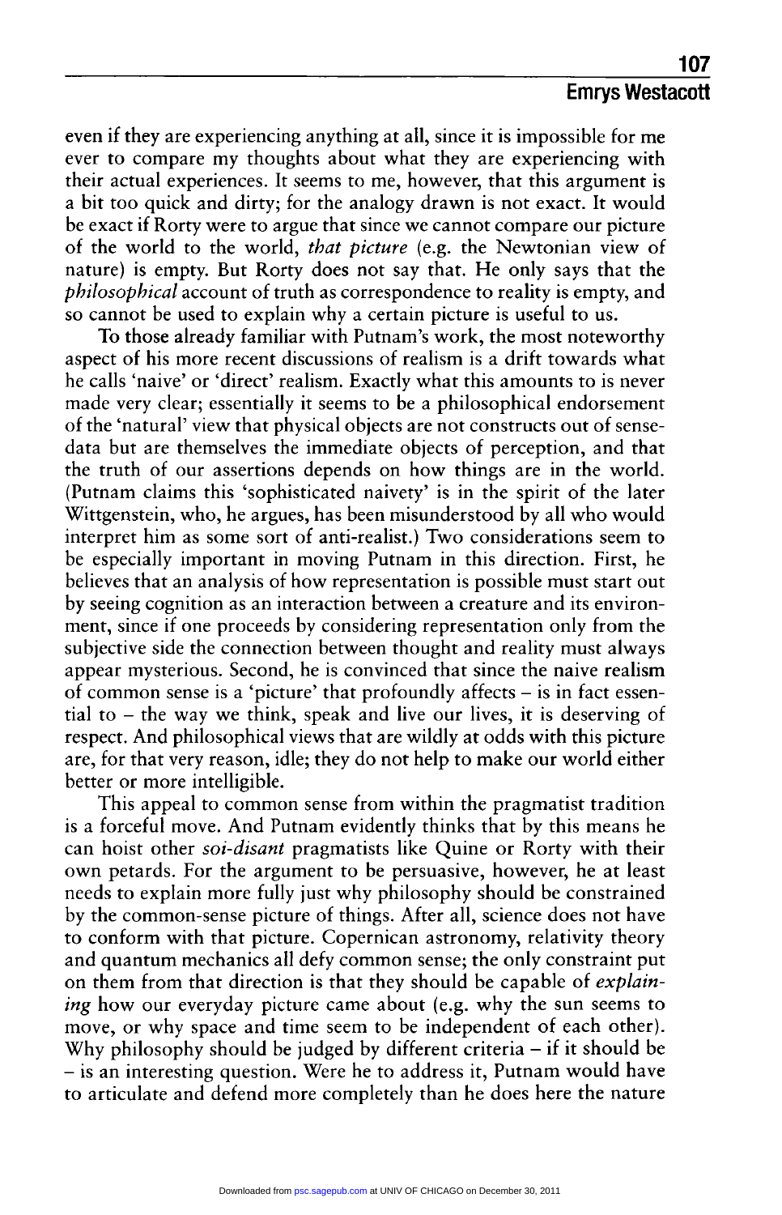even if they are experiencing anything at all, since it is impossible for me ever to compare my thoughts about what they are experiencing with their actual experiences. It seems to me, however, that this argument is a bit too quick and dirty; for the analogy drawn is not exact. It would be exact if Rorty were to argue that since we cannot compare our picture of the world to the world, *that picture* (e.g. the Newtonian view of nature) is empty. But Rorty does not say that. He only says that the *philosophical* account of truth as correspondence to reality is empty, and so cannot be used to explain why a certain picture is useful to us.

To those already familiar with Putnam's work, the most noteworthy aspect of his more recent discussions of realism is a drift towards what he calls 'naive' or 'direct' realism. Exactly what this amounts to is never made very clear; essentially it seems to be a philosophical endorsement of the 'natural' view that physical objects are not constructs out of sense-data but are themselves the immediate objects of perception, and that the truth of our assertions depends on how things are in the world. (Putnam claims this 'sophisticated naivety' is in the spirit of the later Wittgenstein, who, he argues, has been misunderstood by all who would interpret him as some sort of anti-realist.) Two considerations seem to be especially important in moving Putnam in this direction. First, he believes that an analysis of how representation is possible must start out by seeing cognition as an interaction between a creature and its environment, since if one proceeds by considering representation only from the subjective side the connection between thought and reality must always appear mysterious. Second, he is convinced that since the naive realism of common sense is a 'picture' that profoundly affects – is in fact essential to – the way we think, speak and live our lives, it is deserving of respect. And philosophical views that are wildly at odds with this picture are, for that very reason, idle; they do not help to make our world either better or more intelligible.

This appeal to common sense from within the pragmatist tradition is a forceful move. And Putnam evidently thinks that by this means he can hoist other *soi-disant* pragmatists like Quine or Rorty with their own petards. For the argument to be persuasive, however, he at least needs to explain more fully just why philosophy should be constrained by the common-sense picture of things. After all, science does not have to conform with that picture. Copernican astronomy, relativity theory and quantum mechanics all defy common sense; the only constraint put on them from that direction is that they should be capable of *explaining* how our everyday picture came about (e.g. why the sun seems to move, or why space and time seem to be independent of each other). Why philosophy should be judged by different criteria – if it should be – is an interesting question. Were he to address it, Putnam would have to articulate and defend more completely than he does here the nature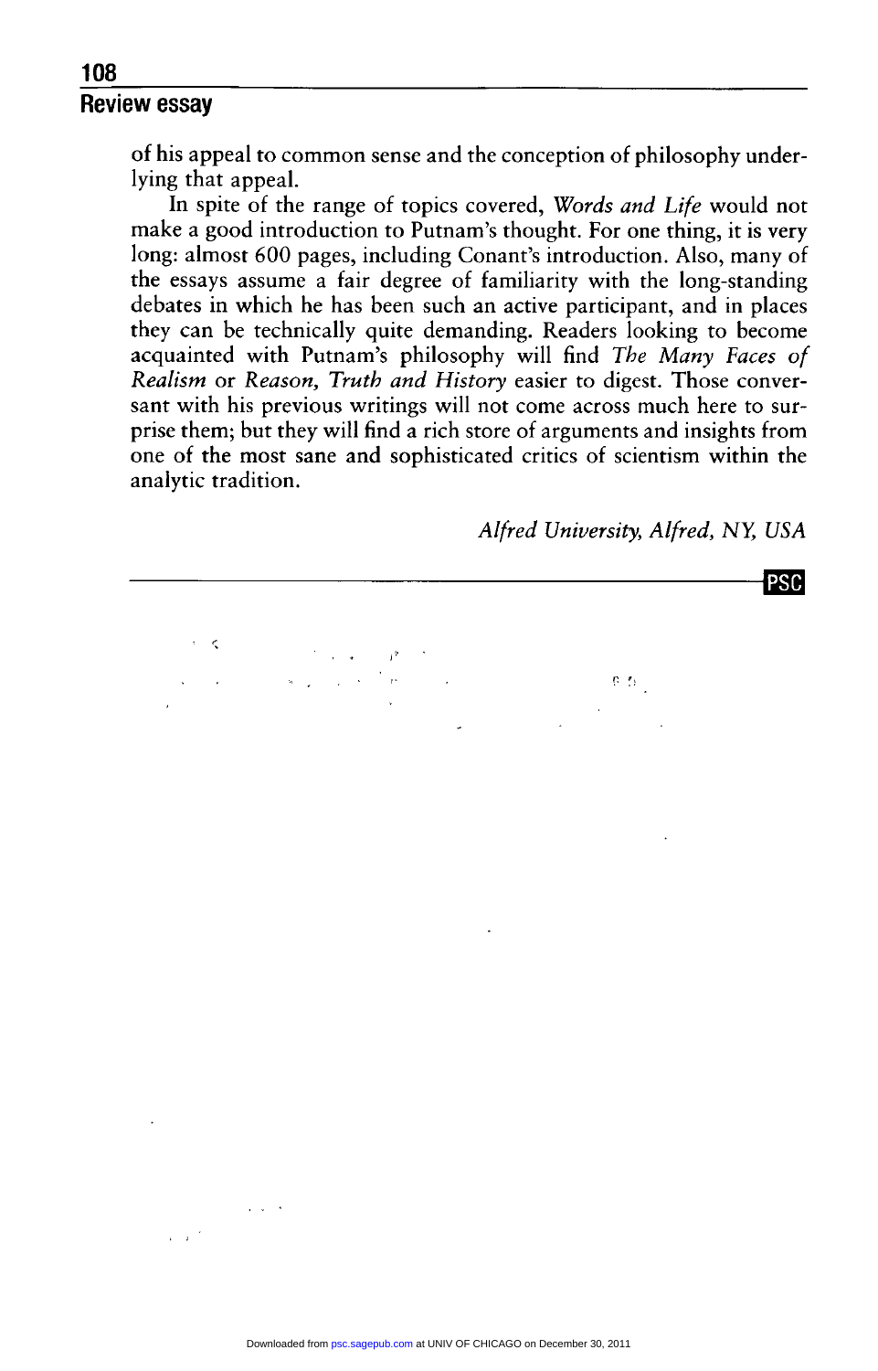of his appeal to common sense and the conception of philosophy underlying that appeal.

In spite of the range of topics covered, *Words and Life* would not make a good introduction to Putnam's thought. For one thing, it is very long: almost 600 pages, including Conant's introduction. Also, many of the essays assume a fair degree of familiarity with the long-standing debates in which he has been such an active participant, and in places they can be technically quite demanding. Readers looking to become acquainted with Putnam's philosophy will find *The Many Faces of Realism* or *Reason, Truth and History* easier to digest. Those conversant with his previous writings will not come across much here to surprise them; but they will find a rich store of arguments and insights from one of the most sane and sophisticated critics of scientism within the analytic tradition.

*Alfred University, Alfred, NY, USA*